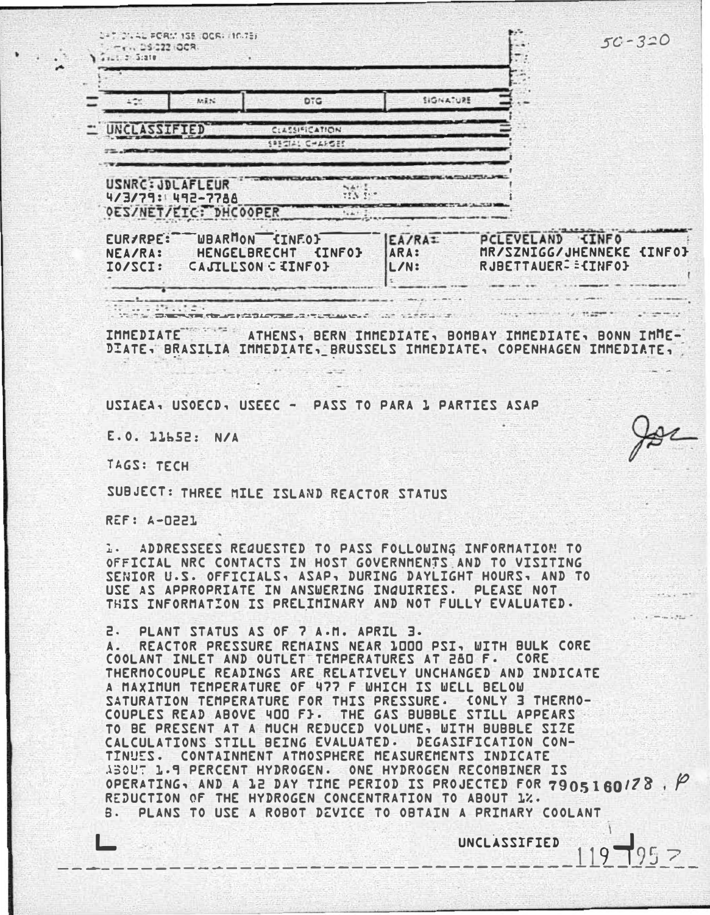50-320

OPTIONAL FORM 153 (OCR) (10-75)
DS-322 (OCR)
Dept. of State

| ACT | MRN | DTG | SIGNATURE |
|---|---|---|---|

UNCLASSIFIED CLASSIFICATION
SPECIAL CHARGES

USNRC: JDLAFLEUR
4/3/79: 492-7788
OES/NET/EIC: DHCOOPER

| | | | |
|---|---|---|---|
| EUR/RPE: | WBARMON (INFO) | EA/RA: | PCLEVELAND (INFO |
| NEA/RA: | HENGELBRECHT (INFO) | ARA: | MR/SZNIGG/JHENNEKE (INFO) |
| IO/SCI: | CAJILLSON (INFO) | L/N: | RJBETTAUER (INFO) |

IMMEDIATE ATHENS, BERN IMMEDIATE, BOMBAY IMMEDIATE, BONN IMMEDIATE, BRASILIA IMMEDIATE, BRUSSELS IMMEDIATE, COPENHAGEN IMMEDIATE,

USIAEA, USOECD, USEEC - PASS TO PARA 1 PARTIES ASAP

E.O. 11652: N/A

TAGS: TECH

SUBJECT: THREE MILE ISLAND REACTOR STATUS

REF: A-0221

1. ADDRESSEES REQUESTED TO PASS FOLLOWING INFORMATION TO OFFICIAL NRC CONTACTS IN HOST GOVERNMENTS AND TO VISITING SENIOR U.S. OFFICIALS, ASAP, DURING DAYLIGHT HOURS, AND TO USE AS APPROPRIATE IN ANSWERING INQUIRIES. PLEASE NOT THIS INFORMATION IS PRELIMINARY AND NOT FULLY EVALUATED.

2. PLANT STATUS AS OF 7 A.M. APRIL 3.

A. REACTOR PRESSURE REMAINS NEAR 1000 PSI, WITH BULK CORE COOLANT INLET AND OUTLET TEMPERATURES AT 280 F. CORE THERMOCOUPLE READINGS ARE RELATIVELY UNCHANGED AND INDICATE A MAXIMUM TEMPERATURE OF 477 F WHICH IS WELL BELOW SATURATION TEMPERATURE FOR THIS PRESSURE. (ONLY 3 THERMOCOUPLES READ ABOVE 400 F). THE GAS BUBBLE STILL APPEARS TO BE PRESENT AT A MUCH REDUCED VOLUME, WITH BUBBLE SIZE CALCULATIONS STILL BEING EVALUATED. DEGASIFICATION CONTINUES. CONTAINMENT ATMOSPHERE MEASUREMENTS INDICATE ABOUT 1.9 PERCENT HYDROGEN. ONE HYDROGEN RECOMBINER IS OPERATING, AND A 12 DAY TIME PERIOD IS PROJECTED FOR REDUCTION OF THE HYDROGEN CONCENTRATION TO ABOUT 1%.

7905160178

B. PLANS TO USE A ROBOT DEVICE TO OBTAIN A PRIMARY COOLANT

UNCLASSIFIED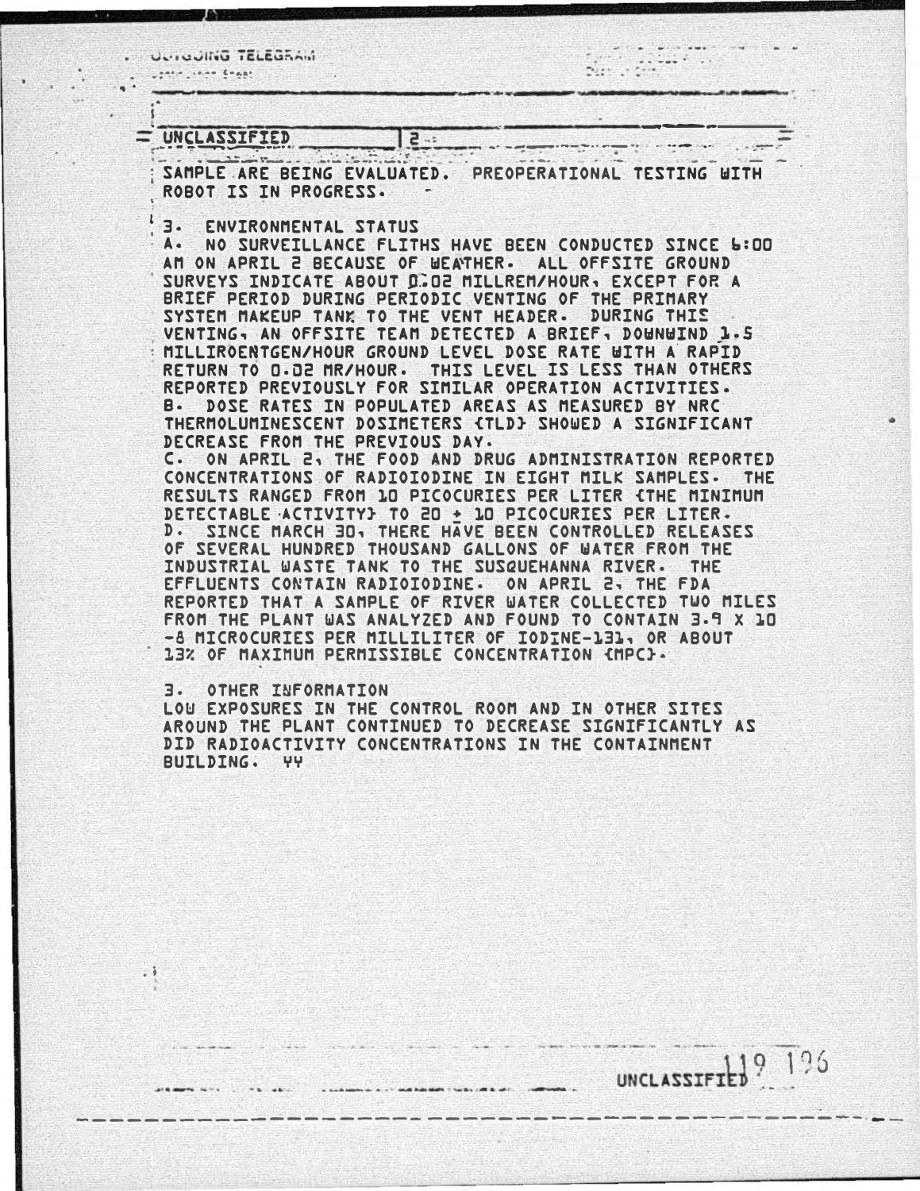UNCLASSIFIED

SAMPLE ARE BEING EVALUATED. PREOPERATIONAL TESTING WITH ROBOT IS IN PROGRESS.

3. ENVIRONMENTAL STATUS

A. NO SURVEILLANCE FLITHS HAVE BEEN CONDUCTED SINCE 6:00 AM ON APRIL 2 BECAUSE OF WEATHER. ALL OFFSITE GROUND SURVEYS INDICATE ABOUT 0.02 MILLREM/HOUR, EXCEPT FOR A BRIEF PERIOD DURING PERIODIC VENTING OF THE PRIMARY SYSTEM MAKEUP TANK TO THE VENT HEADER. DURING THIS VENTING, AN OFFSITE TEAM DETECTED A BRIEF, DOWNWIND 1.5 MILLIROENTGEN/HOUR GROUND LEVEL DOSE RATE WITH A RAPID RETURN TO 0.02 MR/HOUR. THIS LEVEL IS LESS THAN OTHERS REPORTED PREVIOUSLY FOR SIMILAR OPERATION ACTIVITIES.

B. DOSE RATES IN POPULATED AREAS AS MEASURED BY NRC THERMOLUMINESCENT DOSIMETERS (TLD) SHOWED A SIGNIFICANT DECREASE FROM THE PREVIOUS DAY.

C. ON APRIL 2, THE FOOD AND DRUG ADMINISTRATION REPORTED CONCENTRATIONS OF RADIOIODINE IN EIGHT MILK SAMPLES. THE RESULTS RANGED FROM 10 PICOCURIES PER LITER (THE MINIMUM DETECTABLE ACTIVITY) TO 20 + 10 PICOCURIES PER LITER.

D. SINCE MARCH 30, THERE HAVE BEEN CONTROLLED RELEASES OF SEVERAL HUNDRED THOUSAND GALLONS OF WATER FROM THE INDUSTRIAL WASTE TANK TO THE SUSQUEHANNA RIVER. THE EFFLUENTS CONTAIN RADIOIODINE. ON APRIL 2, THE FDA REPORTED THAT A SAMPLE OF RIVER WATER COLLECTED TWO MILES FROM THE PLANT WAS ANALYZED AND FOUND TO CONTAIN 3.9 X 10 -8 MICROCURIES PER MILLILITER OF IODINE-131, OR ABOUT 13% OF MAXIMUM PERMISSIBLE CONCENTRATION (MPC).

3. OTHER INFORMATION

LOW EXPOSURES IN THE CONTROL ROOM AND IN OTHER SITES AROUND THE PLANT CONTINUED TO DECREASE SIGNIFICANTLY AS DID RADIOACTIVITY CONCENTRATIONS IN THE CONTAINMENT BUILDING. YY

UNCLASSIFIED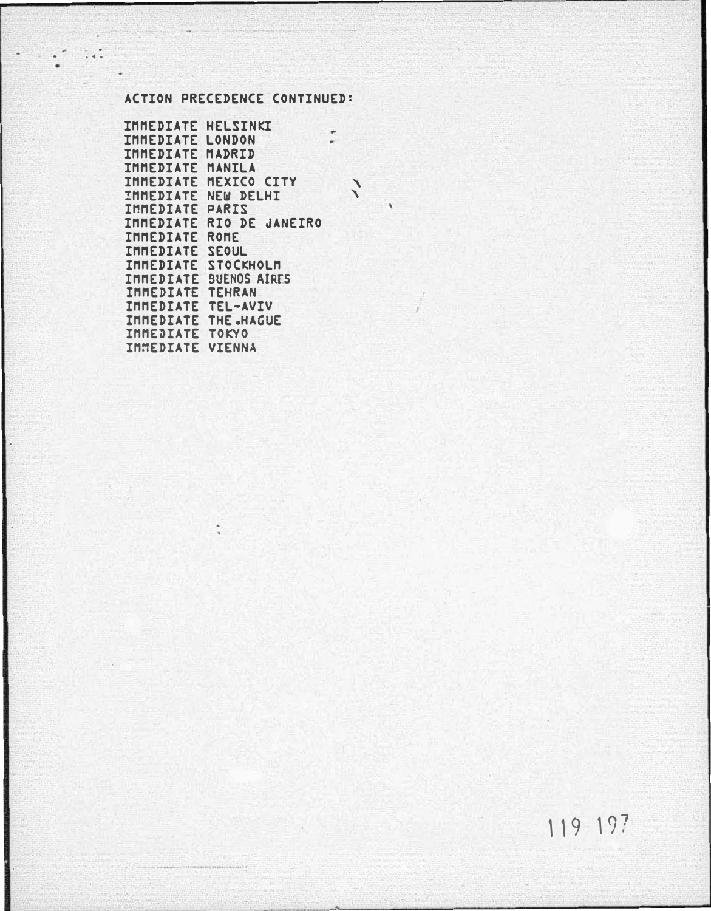ACTION PRECEDENCE CONTINUED:

IMMEDIATE HELSINKI
IMMEDIATE LONDON
IMMEDIATE MADRID
IMMEDIATE MANILA
IMMEDIATE MEXICO CITY
IMMEDIATE NEW DELHI
IMMEDIATE PARIS
IMMEDIATE RIO DE JANEIRO
IMMEDIATE ROME
IMMEDIATE SEOUL
IMMEDIATE STOCKHOLM
IMMEDIATE BUENOS AIRES
IMMEDIATE TEHRAN
IMMEDIATE TEL-AVIV
IMMEDIATE THE HAGUE
IMMEDIATE TOKYO
IMMEDIATE VIENNA

119 197